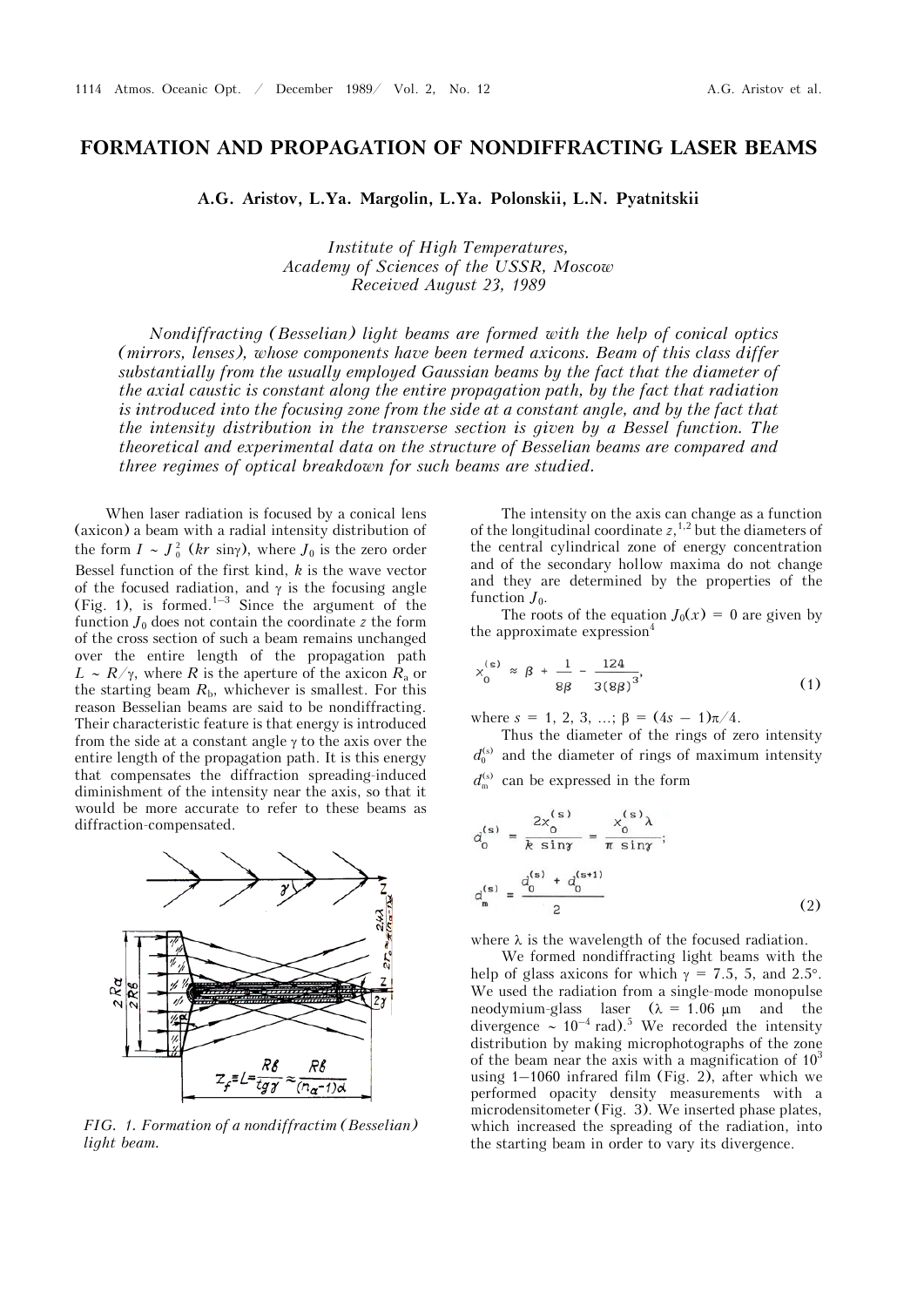# FORMATION AND PROPAGATION OF NONDIFFRACTING LASER BEAMS

**A.G. Aristov, L.Ya. Margolin, L.Ya. Polonskii, L.N. Pyatnitskii**

*Institute of High Temperatures,*
*Academy of Sciences of the USSR, Moscow*
*Received August 23, 1989*

*Nondiffracting (Besselian) light beams are formed with the help of conical optics (mirrors, lenses), whose components have been termed axicons. Beam of this class differ substantially from the usually employed Gaussian beams by the fact that the diameter of the axial caustic is constant along the entire propagation path, by the fact that radiation is introduced into the focusing zone from the side at a constant angle, and by the fact that the intensity distribution in the transverse section is given by a Bessel function. The theoretical and experimental data on the structure of Besselian beams are compared and three regimes of optical breakdown for such beams are studied.*

When laser radiation is focused by a conical lens (axicon) a beam with a radial intensity distribution of the form $I \sim J_0^2\,(kr\sin\gamma)$, where $J_0$ is the zero order Bessel function of the first kind, $k$ is the wave vector of the focused radiation, and $\gamma$ is the focusing angle (Fig. 1), is formed.[1–3] Since the argument of the function $J_0$ does not contain the coordinate $z$ the form of the cross section of such a beam remains unchanged over the entire length of the propagation path $L \sim R/\gamma$, where $R$ is the aperture of the axicon $R_a$ or the starting beam $R_b$, whichever is smallest. For this reason Besselian beams are said to be nondiffracting. Their characteristic feature is that energy is introduced from the side at a constant angle $\gamma$ to the axis over the entire length of the propagation path. It is this energy that compensates the diffraction spreading-induced diminishment of the intensity near the axis, so that it would be more accurate to refer to these beams as diffraction-compensated.

FIG. 1. Formation of a nondiffractim (Besselian) light beam.

The intensity on the axis can change as a function of the longitudinal coordinate $z$,[1,2] but the diameters of the central cylindrical zone of energy concentration and of the secondary hollow maxima do not change and they are determined by the properties of the function $J_0$.

The roots of the equation $J_0(x) = 0$ are given by the approximate expression[4]

$$x_0^{(s)} \approx \beta + \frac{1}{8\beta} - \frac{124}{3(8\beta)^3}, \tag{1}$$

where $s = 1, 2, 3, \ldots$; $\beta = (4s - 1)\pi/4$.

Thus the diameter of the rings of zero intensity $d_0^{(s)}$ and the diameter of rings of maximum intensity $d_m^{(s)}$ can be expressed in the form

$$d_0^{(s)} = \frac{2x_0^{(s)}}{k\sin\gamma} = \frac{x_0^{(s)}\lambda}{\pi\sin\gamma};$$

$$d_m^{(s)} = \frac{d_0^{(s)} + d_0^{(s+1)}}{2} \tag{2}$$

where $\lambda$ is the wavelength of the focused radiation.

We formed nondiffracting light beams with the help of glass axicons for which $\gamma = 7.5$, 5, and 2.5°. We used the radiation from a single-mode monopulse neodymium-glass laser ($\lambda = 1.06$ μm and the divergence $\sim 10^{-4}$ rad).[5] We recorded the intensity distribution by making microphotographs of the zone of the beam near the axis with a magnification of $10^3$ using 1–1060 infrared film (Fig. 2), after which we performed opacity density measurements with a microdensitometer (Fig. 3). We inserted phase plates, which increased the spreading of the radiation, into the starting beam in order to vary its divergence.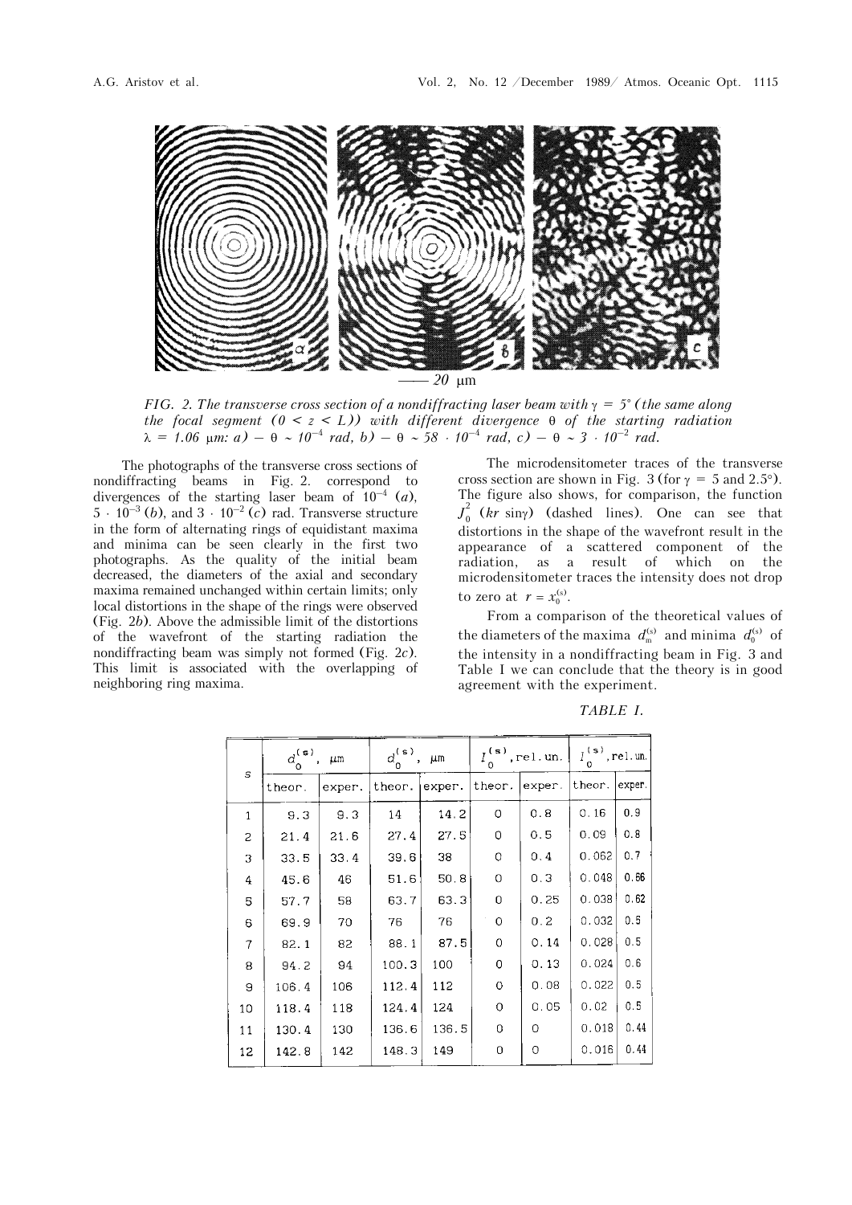FIG. 2. *The transverse cross section of a nondiffracting laser beam with $\gamma = 5°$ (the same along the focal segment $(0 < z < L)$) with different divergence $\theta$ of the starting radiation $\lambda = 1.06$ μm: a) – $\theta \sim 10^{-4}$ rad, b) – $\theta \sim 58 \cdot 10^{-4}$ rad, c) – $\theta \sim 3 \cdot 10^{-2}$ rad.*

The photographs of the transverse cross sections of nondiffracting beams in Fig. 2. correspond to divergences of the starting laser beam of $10^{-4}$ (*a*), $5 \cdot 10^{-3}$ (*b*), and $3 \cdot 10^{-2}$ (*c*) rad. Transverse structure in the form of alternating rings of equidistant maxima and minima can be seen clearly in the first two photographs. As the quality of the initial beam decreased, the diameters of the axial and secondary maxima remained unchanged within certain limits; only local distortions in the shape of the rings were observed (Fig. 2*b*). Above the admissible limit of the distortions of the wavefront of the starting radiation the nondiffracting beam was simply not formed (Fig. 2*c*). This limit is associated with the overlapping of neighboring ring maxima.

The microdensitometer traces of the transverse cross section are shown in Fig. 3 (for $\gamma = 5$ and 2.5°). The figure also shows, for comparison, the function $J_0^2$ $(kr \sin\gamma)$ (dashed lines). One can see that distortions in the shape of the wavefront result in the appearance of a scattered component of the radiation, as a result of which on the microdensitometer traces the intensity does not drop to zero at $r = x_0^{(s)}$.

From a comparison of the theoretical values of the diameters of the maxima $d_m^{(s)}$ and minima $d_0^{(s)}$ of the intensity in a nondiffracting beam in Fig. 3 and Table I we can conclude that the theory is in good agreement with the experiment.

*TABLE I.*

| s | $d_0^{(s)}$, μm | | $d_0^{(s)}$, μm | | $I_0^{(s)}$, rel. un. | | $I_0^{(s)}$, rel. un. | |
|---|---|---|---|---|---|---|---|---|
| | theor. | exper. | theor. | exper. | theor. | exper. | theor. | exper. |
| 1 | 9.3 | 9.3 | 14 | 14.2 | 0 | 0.8 | 0.16 | 0.9 |
| 2 | 21.4 | 21.6 | 27.4 | 27.5 | 0 | 0.5 | 0.09 | 0.8 |
| 3 | 33.5 | 33.4 | 39.6 | 38 | 0 | 0.4 | 0.062 | 0.7 |
| 4 | 45.6 | 46 | 51.6 | 50.8 | 0 | 0.3 | 0.048 | 0.66 |
| 5 | 57.7 | 58 | 63.7 | 63.3 | 0 | 0.25 | 0.038 | 0.62 |
| 6 | 69.9 | 70 | 76 | 76 | 0 | 0.2 | 0.032 | 0.5 |
| 7 | 82.1 | 82 | 88.1 | 87.5 | 0 | 0.14 | 0.028 | 0.5 |
| 8 | 94.2 | 94 | 100.3 | 100 | 0 | 0.13 | 0.024 | 0.6 |
| 9 | 106.4 | 106 | 112.4 | 112 | 0 | 0.08 | 0.022 | 0.5 |
| 10 | 118.4 | 118 | 124.4 | 124 | 0 | 0.05 | 0.02 | 0.5 |
| 11 | 130.4 | 130 | 136.6 | 136.5 | 0 | 0 | 0.018 | 0.44 |
| 12 | 142.8 | 142 | 148.3 | 149 | 0 | 0 | 0.016 | 0.44 |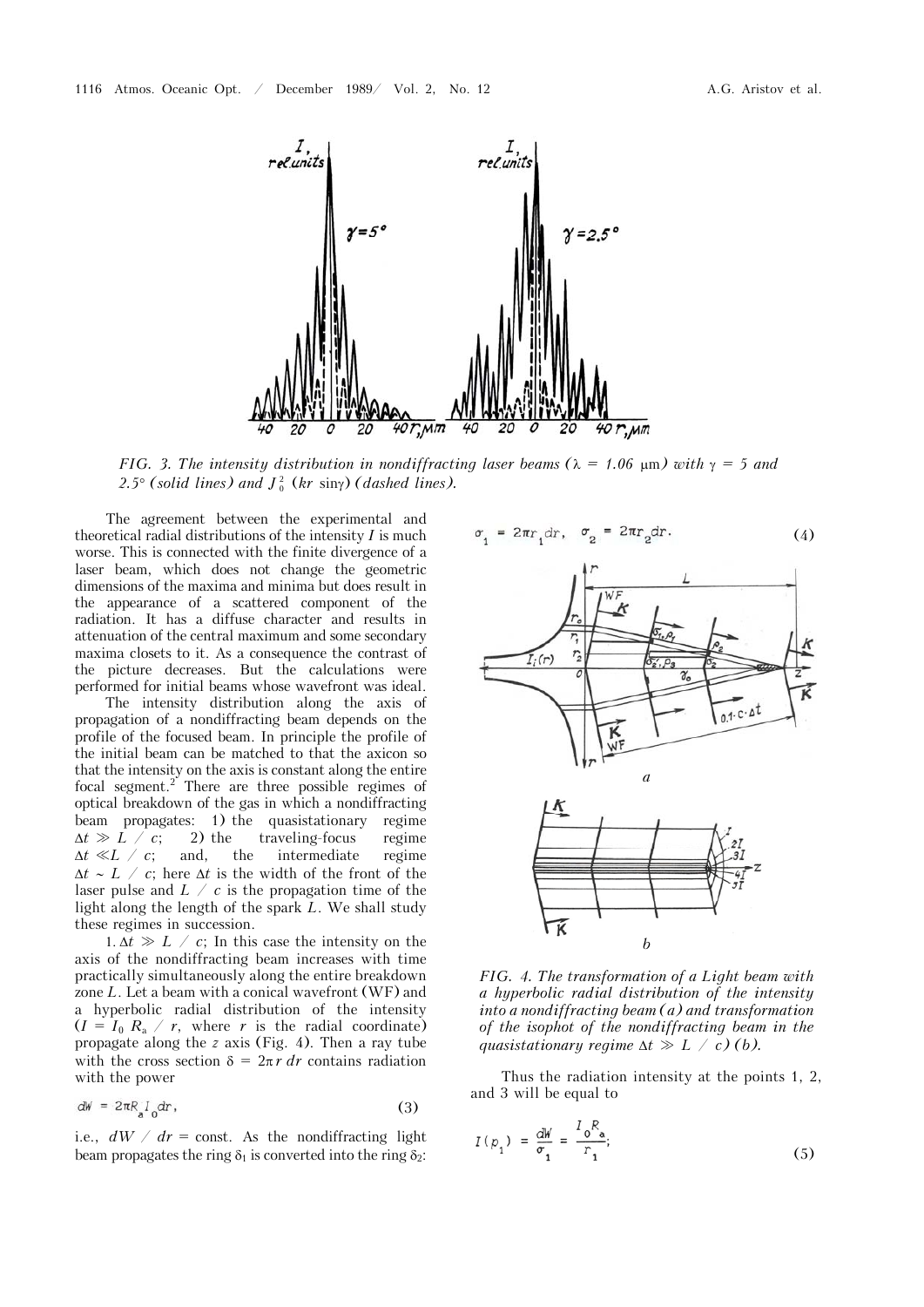FIG. 3. *The intensity distribution in nondiffracting laser beams ($\lambda = 1.06$ μm) with $\gamma = 5$ and $2.5°$ (solid lines) and $J_0^2$ ($kr$ sin$\gamma$) (dashed lines).*

The agreement between the experimental and theoretical radial distributions of the intensity $I$ is much worse. This is connected with the finite divergence of a laser beam, which does not change the geometric dimensions of the maxima and minima but does result in the appearance of a scattered component of the radiation. It has a diffuse character and results in attenuation of the central maximum and some secondary maxima closets to it. As a consequence the contrast of the picture decreases. But the calculations were performed for initial beams whose wavefront was ideal.

The intensity distribution along the axis of propagation of a nondiffracting beam depends on the profile of the focused beam. In principle the profile of the initial beam can be matched to that the axicon so that the intensity on the axis is constant along the entire focal segment.[2] There are three possible regimes of optical breakdown of the gas in which a nondiffracting beam propagates: 1) the quasistationary regime $\Delta t \gg L / c$; 2) the traveling-focus regime $\Delta t \ll L / c$; and, the intermediate regime $\Delta t \sim L / c$; here $\Delta t$ is the width of the front of the laser pulse and $L / c$ is the propagation time of the light along the length of the spark $L$. We shall study these regimes in succession.

1. $\Delta t \gg L / c$; In this case the intensity on the axis of the nondiffracting beam increases with time practically simultaneously along the entire breakdown zone $L$. Let a beam with a conical wavefront (WF) and a hyperbolic radial distribution of the intensity ($I = I_0 R_a / r$, where $r$ is the radial coordinate) propagate along the $z$ axis (Fig. 4). Then a ray tube with the cross section $\delta = 2\pi r\, dr$ contains radiation with the power

$$dW = 2\pi R_a I_0 dr, \tag{3}$$

i.e., $dW / dr = \text{const}$. As the nondiffracting light beam propagates the ring $\delta_1$ is converted into the ring $\delta_2$:

$$\sigma_1 = 2\pi r_1 dr, \quad \sigma_2 = 2\pi r_2 dr. \tag{4}$$

FIG. 4. *The transformation of a Light beam with a hyperbolic radial distribution of the intensity into a nondiffracting beam (a) and transformation of the isophot of the nondiffracting beam in the quasistationary regime $\Delta t \gg L / c$) (b).*

Thus the radiation intensity at the points 1, 2, and 3 will be equal to

$$I(p_1) = \frac{dW}{\sigma_1} = \frac{I_0 R_a}{r_1}; \tag{5}$$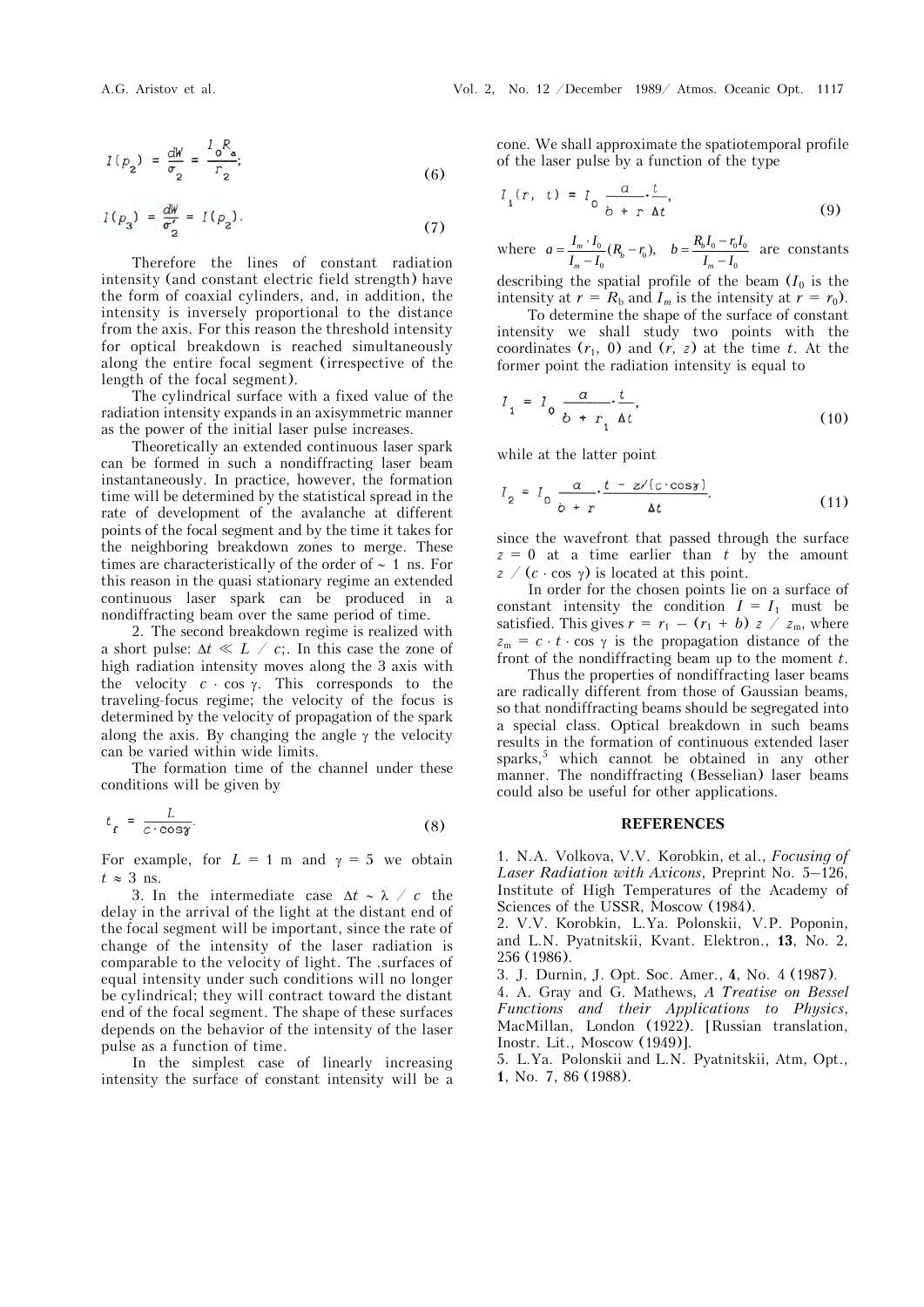$$I(p_2) = \frac{dW}{\sigma_2} = \frac{I_0 R_a}{r_2}; \tag{6}$$

$$I(p_3) = \frac{dW}{\sigma_2'} = I(p_2). \tag{7}$$

Therefore the lines of constant radiation intensity (and constant electric field strength) have the form of coaxial cylinders, and, in addition, the intensity is inversely proportional to the distance from the axis. For this reason the threshold intensity for optical breakdown is reached simultaneously along the entire focal segment (irrespective of the length of the focal segment).

The cylindrical surface with a fixed value of the radiation intensity expands in an axisymmetric manner as the power of the initial laser pulse increases.

Theoretically an extended continuous laser spark can be formed in such a nondiffracting laser beam instantaneously. In practice, however, the formation time will be determined by the statistical spread in the rate of development of the avalanche at different points of the focal segment and by the time it takes for the neighboring breakdown zones to merge. These times are characteristically of the order of ~ 1 ns. For this reason in the quasi stationary regime an extended continuous laser spark can be produced in a nondiffracting beam over the same period of time.

2. The second breakdown regime is realized with a short pulse: $\Delta t \ll L / c$;. In this case the zone of high radiation intensity moves along the 3 axis with the velocity $c \cdot \cos\gamma$. This corresponds to the traveling-focus regime; the velocity of the focus is determined by the velocity of propagation of the spark along the axis. By changing the angle $\gamma$ the velocity can be varied within wide limits.

The formation time of the channel under these conditions will be given by

$$t_f = \frac{L}{c \cdot \cos\gamma}. \tag{8}$$

For example, for $L = 1$ m and $\gamma = 5$ we obtain $t \approx 3$ ns.

3. In the intermediate case $\Delta t \sim \lambda / c$ the delay in the arrival of the light at the distant end of the focal segment will be important, since the rate of change of the intensity of the laser radiation is comparable to the velocity of light. The .surfaces of equal intensity under such conditions will no longer be cylindrical; they will contract toward the distant end of the focal segment. The shape of these surfaces depends on the behavior of the intensity of the laser pulse as a function of time.

In the simplest case of linearly increasing intensity the surface of constant intensity will be a cone. We shall approximate the spatiotemporal profile of the laser pulse by a function of the type

$$I_1(r,\ t) = I_0 \frac{a}{b + r} \cdot \frac{t}{\Delta t}, \tag{9}$$

where $a = \frac{I_m \cdot I_0}{I_m - I_0}(R_b - r_0)$, $b = \frac{R_b I_0 - r_0 I_0}{I_m - I_0}$ are constants describing the spatial profile of the beam ($I_0$ is the intensity at $r = R_b$ and $I_m$ is the intensity at $r = r_0$).

To determine the shape of the surface of constant intensity we shall study two points with the coordinates $(r_1,\ 0)$ and $(r,\ z)$ at the time $t$. At the former point the radiation intensity is equal to

$$I_1 = I_0 \frac{a}{b + r_1} \cdot \frac{t}{\Delta t}, \tag{10}$$

while at the latter point

$$I_2 = I_0 \frac{a}{b + r} \cdot \frac{t - z/(c \cdot \cos\gamma)}{\Delta t}, \tag{11}$$

since the wavefront that passed through the surface $z = 0$ at a time earlier than $t$ by the amount $z / (c \cdot \cos\gamma)$ is located at this point.

In order for the chosen points lie on a surface of constant intensity the condition $I = I_1$ must be satisfied. This gives $r = r_1 - (r_1 + b)\ z / z_m$, where $z_m = c \cdot t \cdot \cos\gamma$ is the propagation distance of the front of the nondiffracting beam up to the moment $t$.

Thus the properties of nondiffracting laser beams are radically different from those of Gaussian beams, so that nondiffracting beams should be segregated into a special class. Optical breakdown in such beams results in the formation of continuous extended laser sparks,[5] which cannot be obtained in any other manner. The nondiffracting (Besselian) laser beams could also be useful for other applications.

## REFERENCES

1. N.A. Volkova, V.V. Korobkin, et al., *Focusing of Laser Radiation with Axicons*, Preprint No. 5–126, Institute of High Temperatures of the Academy of Sciences of the USSR, Moscow (1984).
2. V.V. Korobkin, L.Ya. Polonskii, V.P. Poponin, and L.N. Pyatnitskii, Kvant. Elektron., **13**, No. 2, 256 (1986).
3. J. Durnin, J. Opt. Soc. Amer., **4**, No. 4 (1987).
4. A. Gray and G. Mathews, *A Treatise on Bessel Functions and their Applications to Physics*, MacMillan, London (1922). [Russian translation, Inostr. Lit., Moscow (1949)].
5. L.Ya. Polonskii and L.N. Pyatnitskii, Atm, Opt., **1**, No. 7, 86 (1988).